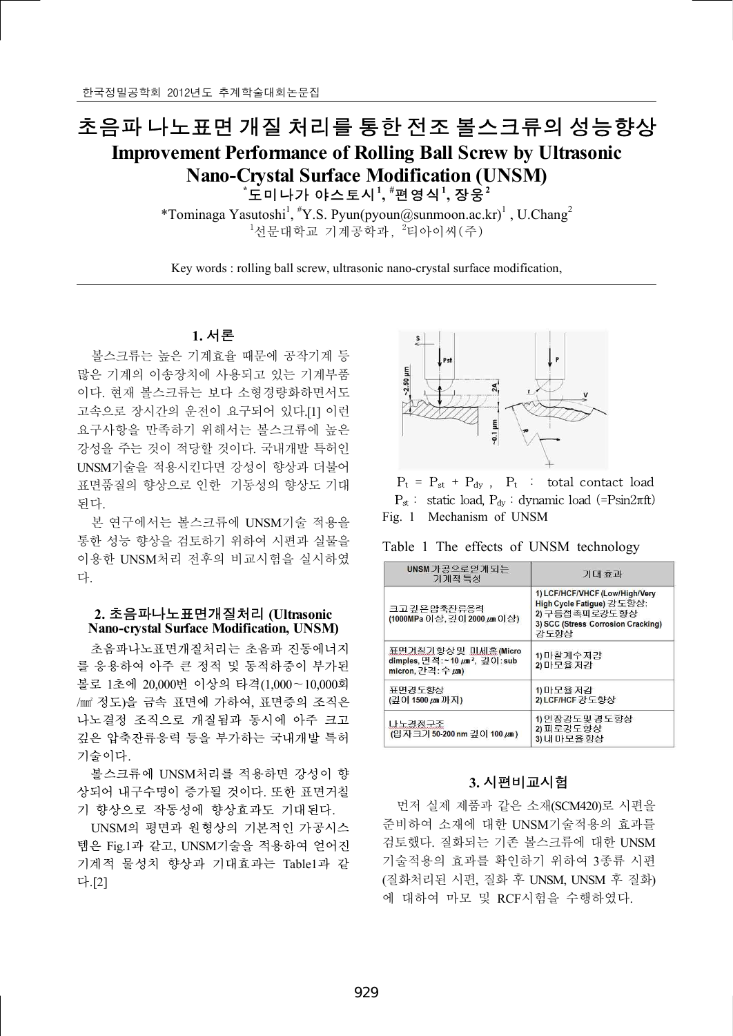한국정밀공학회 2012년도 추계학술대회논문집

# 초음파 나노표면 개질 처리를 통한 전조 볼스크류의 성능향상

## Improvement Performance of Rolling Ball Screw by Ultrasonic Nano-Crystal Surface Modification (UNSM)

*도미나가 야스토시[1], #편영식[1], 장웅[2]

*Tominaga Yasutoshi[1], #Y.S. Pyun(pyoun@sunmoon.ac.kr)[1] , U.Chang[2]

[1]선문대학교 기계공학과, [2]티아이씨(주)

Key words : rolling ball screw, ultrasonic nano-crystal surface modification,

### 1. 서론

볼스크류는 높은 기계효율 때문에 공작기계 등 많은 기계의 이송장치에 사용되고 있는 기계부품이다. 현재 볼스크류는 보다 소형경량화하면서도 고속으로 장시간의 운전이 요구되어 있다.[1] 이런 요구사항을 만족하기 위해서는 볼스크류에 높은 강성을 주는 것이 적당할 것이다. 국내개발 특허인 UNSM기술을 적용시킨다면 강성이 향상과 더불어 표면품질의 향상으로 인한 기동성의 향상도 기대된다.

본 연구에서는 볼스크류에 UNSM기술 적용을 통한 성능 향상을 검토하기 위하여 시편과 실물을 이용한 UNSM처리 전후의 비교시험을 실시하였다.

### 2. 초음파나노표면개질처리 (Ultrasonic Nano-crystal Surface Modification, UNSM)

초음파나노표면개질처리는 초음파 진동에너지를 응용하여 아주 큰 정적 및 동적하중이 부가된 볼로 1초에 20,000번 이상의 타격(1,000～10,000회/㎟ 정도)을 금속 표면에 가하여, 표면층의 조직은 나노결정 조직으로 개질됨과 동시에 아주 크고 깊은 압축잔류응력 등을 부가하는 국내개발 특허기술이다.

볼스크류에 UNSM처리를 적용하면 강성이 향상되어 내구수명이 증가될 것이다. 또한 표면거칠기 향상으로 작동성에 향상효과도 기대된다.

UNSM의 평면과 원형상의 기본적인 가공시스템은 Fig.1과 같고, UNSM기술을 적용하여 얻어진 기계적 물성치 향상과 기대효과는 Table1과 같다.[2]

$P_t = P_{st} + P_{dy}$ , $P_t$ : total contact load

$P_{st}$ : static load, $P_{dy}$ : dynamic load ($=P\sin 2\pi ft$)

Fig. 1 Mechanism of UNSM

Table 1 The effects of UNSM technology

| UNSM 가공으로 연계되는 기계적 특성 | 기대 효과 |
|---|---|
| 크고 깊은 압축잔류응력 (1000MPa 이상, 깊이 2000 ㎛ 이상) | 1) LCF/HCF/VHCF (Low/High/Very High Cycle Fatigue) 강도향상; 2) 구름접촉피로강도 향상 3) SCC (Stress Corrosion Cracking) 강도향상 |
| 표면거칠기 향상 및 미세홈 (Micro dimples, 면적: ~10 ㎛², 깊이: sub micron, 간격: 수 ㎛) | 1) 마찰계수 저감 2) 마모율 저감 |
| 표면경도향상 (깊이 1500 ㎛ 까지) | 1) 마모율 저감 2) LCF/HCF 강도향상 |
| 나노결정구조 (입자크기 50-200 nm 깊이 100 ㎛) | 1) 인장강도 및 경도향상 2) 피로강도향상 3) 내마모율 향상 |

### 3. 시편비교시험

먼저 실제 제품과 같은 소재(SCM420)로 시편을 준비하여 소재에 대한 UNSM기술적용의 효과를 검토했다. 질화되는 기존 볼스크류에 대한 UNSM 기술적용의 효과를 확인하기 위하여 3종류 시편 (질화처리된 시편, 질화 후 UNSM, UNSM 후 질화)에 대하여 마모 및 RCF시험을 수행하였다.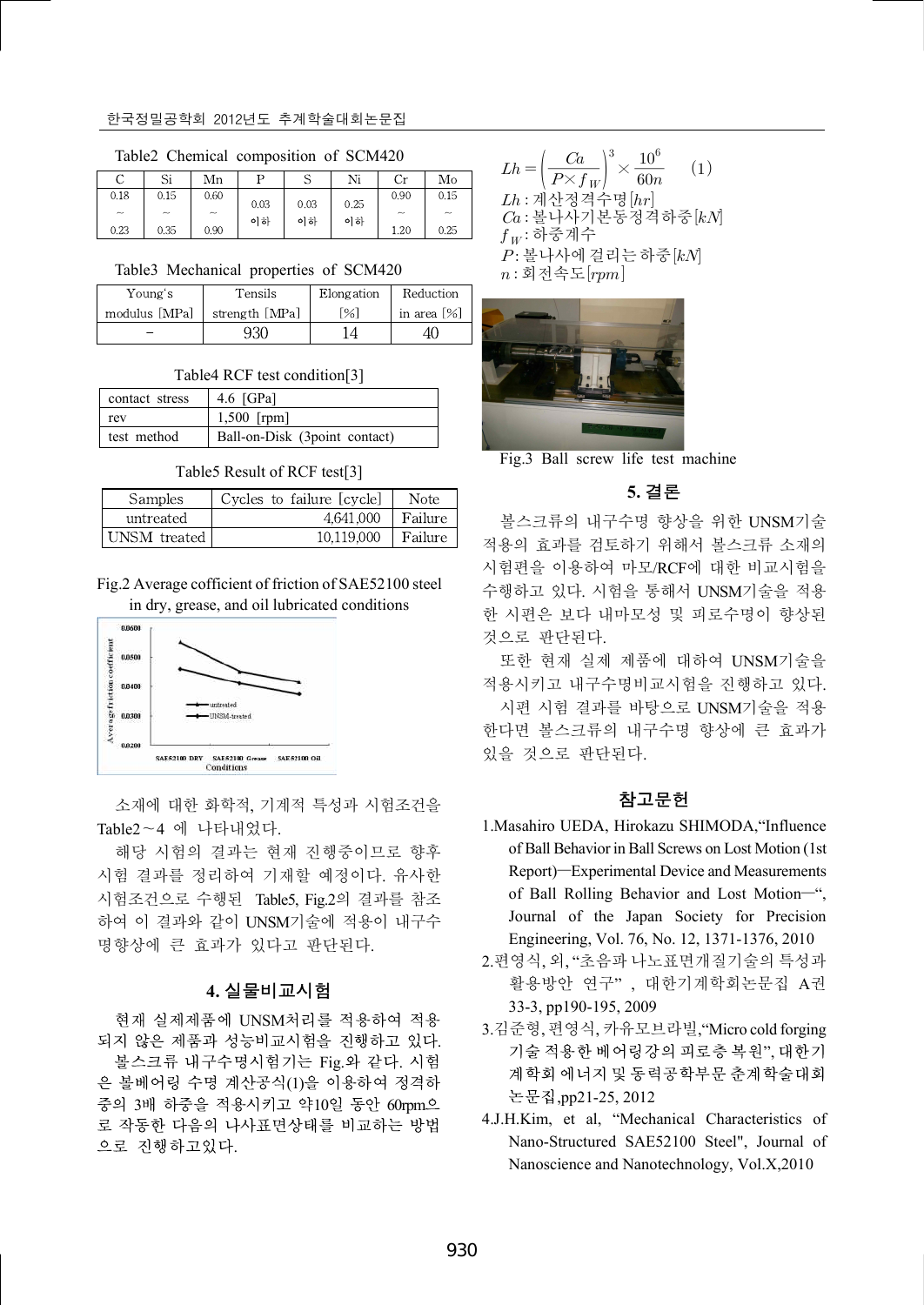Table2 Chemical composition of SCM420

| C | Si | Mn | P | S | Ni | Cr | Mo |
|---|---|---|---|---|---|---|---|
| 0.18 ~ 0.23 | 0.15 ~ 0.35 | 0.60 ~ 0.90 | 0.03 이하 | 0.03 이하 | 0.25 이하 | 0.90 ~ 1.20 | 0.15 ~ 0.25 |

Table3 Mechanical properties of SCM420

| Young's modulus [MPa] | Tensils strength [MPa] | Elongation [%] | Reduction in area [%] |
|---|---|---|---|
| - | 930 | 14 | 40 |

Table4 RCF test condition[3]

| | |
|---|---|
| contact stress | 4.6 [GPa] |
| rev | 1,500 [rpm] |
| test method | Ball-on-Disk (3point contact) |

Table5 Result of RCF test[3]

| Samples | Cycles to failure [cycle] | Note |
|---|---|---|
| untreated | 4,641,000 | Failure |
| UNSM treated | 10,119,000 | Failure |

Fig.2 Average cofficient of friction of SAE52100 steel in dry, grease, and oil lubricated conditions

0.0600
0.0500
0.0400
0.0300
0.0200
Average friction coefficient
untreated
UNSM-treated
SAE52100 DRY SAE52100 Grease SAE52100 Oil
Conditions

소재에 대한 화학적, 기계적 특성과 시험조건을 Table2~4 에 나타내었다.

해당 시험의 결과는 현재 진행중이므로 향후 시험 결과를 정리하여 기재할 예정이다. 유사한 시험조건으로 수행된 Table5, Fig.2의 결과를 참조하여 이 결과와 같이 UNSM기술에 적용이 내구수명향상에 큰 효과가 있다고 판단된다.

## 4. 실물비교시험

현재 실제제품에 UNSM처리를 적용하여 적용되지 않은 제품과 성능비교시험을 진행하고 있다.

볼스크류 내구수명시험기는 Fig.와 같다. 시험은 볼베어링 수명 계산공식(1)을 이용하여 정격하중의 3배 하중을 적용시키고 약10일 동안 60rpm으로 작동한 다음의 나사표면상태를 비교하는 방법으로 진행하고있다.

$$Lh = \left(\frac{Ca}{P \times f_W}\right)^3 \times \frac{10^6}{60n} \quad (1)$$

$Lh$ : 계산정격수명[$hr$]
$Ca$ : 볼나사기본동정격하중[$kN$]
$f_W$ : 하중계수
$P$: 볼나사에 걸리는 하중[$kN$]
$n$ : 회전속도[$rpm$]

Fig.3 Ball screw life test machine

## 5. 결론

볼스크류의 내구수명 향상을 위한 UNSM기술 적용의 효과를 검토하기 위해서 볼스크류 소재의 시험편을 이용하여 마모/RCF에 대한 비교시험을 수행하고 있다. 시험을 통해서 UNSM기술을 적용한 시편은 보다 내마모성 및 피로수명이 향상된 것으로 판단된다.

또한 현재 실제 제품에 대하여 UNSM기술을 적용시키고 내구수명비교시험을 진행하고 있다.

시편 시험 결과를 바탕으로 UNSM기술을 적용한다면 볼스크류의 내구수명 향상에 큰 효과가 있을 것으로 판단된다.

## 참고문헌

1. Masahiro UEDA, Hirokazu SHIMODA,"Influence of Ball Behavior in Ball Screws on Lost Motion (1st Report)—Experimental Device and Measurements of Ball Rolling Behavior and Lost Motion—", Journal of the Japan Society for Precision Engineering, Vol. 76, No. 12, 1371-1376, 2010
2. 편영식, 외, "초음파 나노표면개질기술의 특성과 활용방안 연구" , 대한기계학회논문집 A권 33-3, pp190-195, 2009
3. 김준형, 편영식, 카유모브라빌,"Micro cold forging 기술 적용한 베어링강의 피로층 복원", 대한기계학회 에너지 및 동력공학부문 춘계학술대회 논문집,pp21-25, 2012
4. J.H.Kim, et al, "Mechanical Characteristics of Nano-Structured SAE52100 Steel", Journal of Nanoscience and Nanotechnology, Vol.X,2010